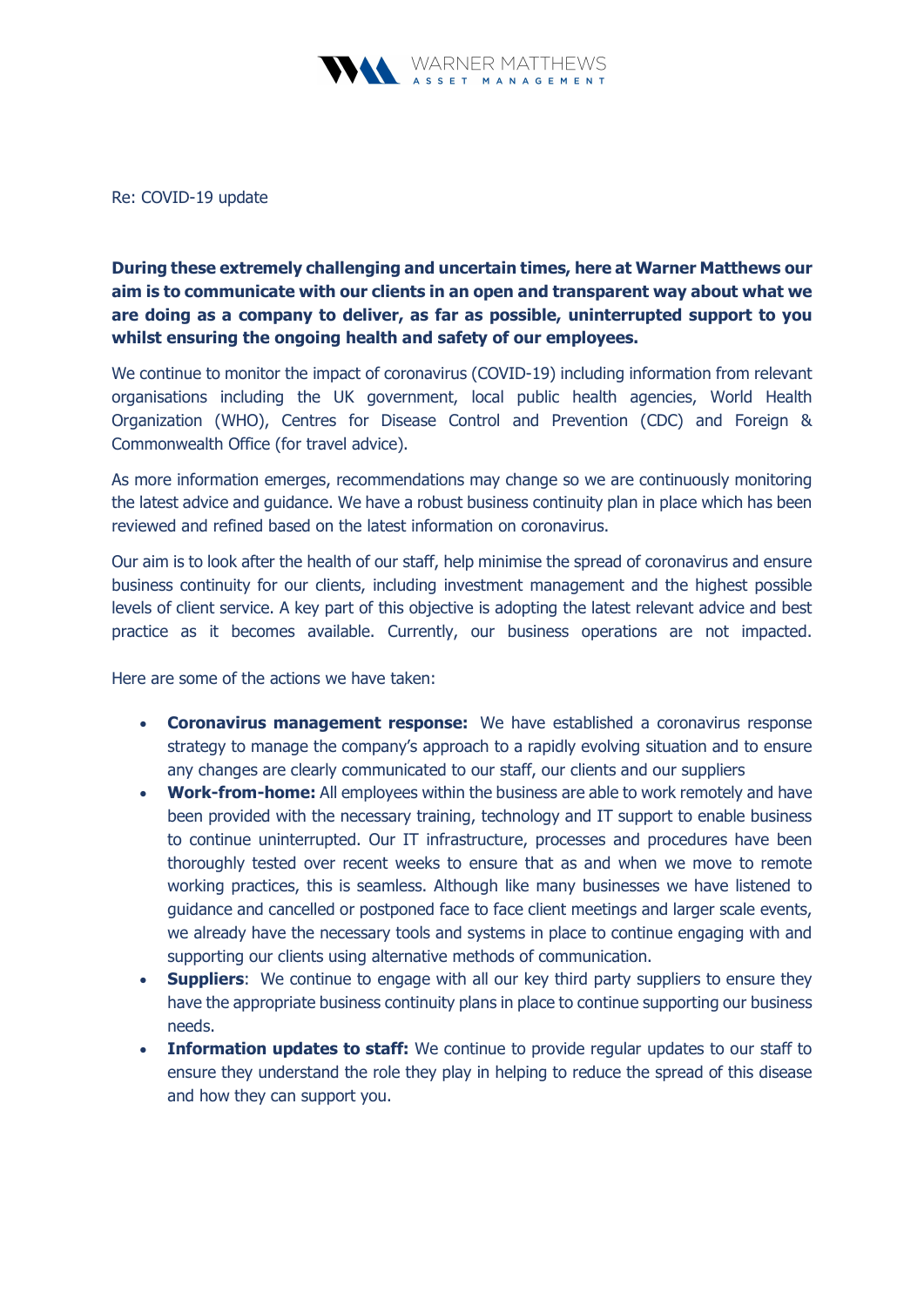WARNER MATTHEWS
ASSET MANAGEMENT

Re: COVID-19 update

**During these extremely challenging and uncertain times, here at Warner Matthews our aim is to communicate with our clients in an open and transparent way about what we are doing as a company to deliver, as far as possible, uninterrupted support to you whilst ensuring the ongoing health and safety of our employees.**

We continue to monitor the impact of coronavirus (COVID-19) including information from relevant organisations including the UK government, local public health agencies, World Health Organization (WHO), Centres for Disease Control and Prevention (CDC) and Foreign & Commonwealth Office (for travel advice).

As more information emerges, recommendations may change so we are continuously monitoring the latest advice and guidance. We have a robust business continuity plan in place which has been reviewed and refined based on the latest information on coronavirus.

Our aim is to look after the health of our staff, help minimise the spread of coronavirus and ensure business continuity for our clients, including investment management and the highest possible levels of client service. A key part of this objective is adopting the latest relevant advice and best practice as it becomes available. Currently, our business operations are not impacted.

Here are some of the actions we have taken:

- **Coronavirus management response:** We have established a coronavirus response strategy to manage the company's approach to a rapidly evolving situation and to ensure any changes are clearly communicated to our staff, our clients and our suppliers
- **Work-from-home:** All employees within the business are able to work remotely and have been provided with the necessary training, technology and IT support to enable business to continue uninterrupted. Our IT infrastructure, processes and procedures have been thoroughly tested over recent weeks to ensure that as and when we move to remote working practices, this is seamless. Although like many businesses we have listened to guidance and cancelled or postponed face to face client meetings and larger scale events, we already have the necessary tools and systems in place to continue engaging with and supporting our clients using alternative methods of communication.
- **Suppliers**: We continue to engage with all our key third party suppliers to ensure they have the appropriate business continuity plans in place to continue supporting our business needs.
- **Information updates to staff:** We continue to provide regular updates to our staff to ensure they understand the role they play in helping to reduce the spread of this disease and how they can support you.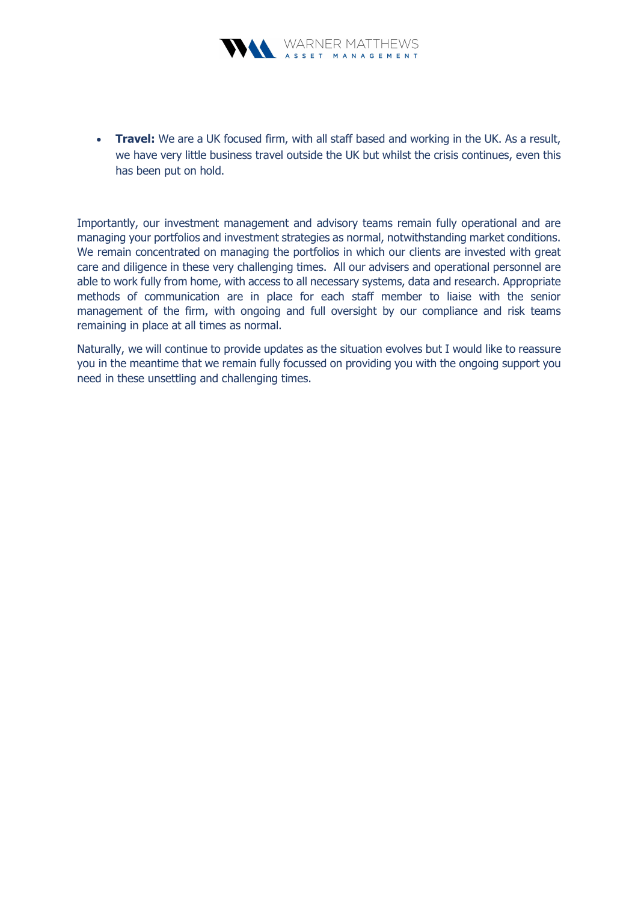- **Travel:** We are a UK focused firm, with all staff based and working in the UK. As a result, we have very little business travel outside the UK but whilst the crisis continues, even this has been put on hold.

Importantly, our investment management and advisory teams remain fully operational and are managing your portfolios and investment strategies as normal, notwithstanding market conditions. We remain concentrated on managing the portfolios in which our clients are invested with great care and diligence in these very challenging times. All our advisers and operational personnel are able to work fully from home, with access to all necessary systems, data and research. Appropriate methods of communication are in place for each staff member to liaise with the senior management of the firm, with ongoing and full oversight by our compliance and risk teams remaining in place at all times as normal.

Naturally, we will continue to provide updates as the situation evolves but I would like to reassure you in the meantime that we remain fully focussed on providing you with the ongoing support you need in these unsettling and challenging times.